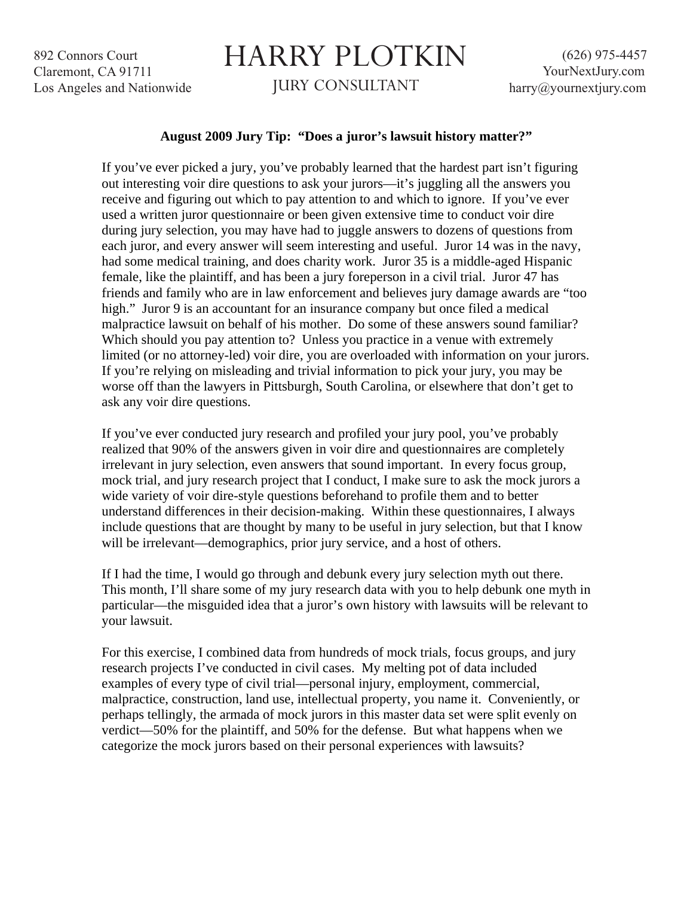892 Connors Court
Claremont, CA 91711
Los Angeles and Nationwide

# HARRY PLOTKIN

JURY CONSULTANT

(626) 975-4457
YourNextJury.com
harry@yournextjury.com

**August 2009 Jury Tip: "Does a juror's lawsuit history matter?"**

If you've ever picked a jury, you've probably learned that the hardest part isn't figuring out interesting voir dire questions to ask your jurors—it's juggling all the answers you receive and figuring out which to pay attention to and which to ignore. If you've ever used a written juror questionnaire or been given extensive time to conduct voir dire during jury selection, you may have had to juggle answers to dozens of questions from each juror, and every answer will seem interesting and useful. Juror 14 was in the navy, had some medical training, and does charity work. Juror 35 is a middle-aged Hispanic female, like the plaintiff, and has been a jury foreperson in a civil trial. Juror 47 has friends and family who are in law enforcement and believes jury damage awards are "too high." Juror 9 is an accountant for an insurance company but once filed a medical malpractice lawsuit on behalf of his mother. Do some of these answers sound familiar? Which should you pay attention to? Unless you practice in a venue with extremely limited (or no attorney-led) voir dire, you are overloaded with information on your jurors. If you're relying on misleading and trivial information to pick your jury, you may be worse off than the lawyers in Pittsburgh, South Carolina, or elsewhere that don't get to ask any voir dire questions.

If you've ever conducted jury research and profiled your jury pool, you've probably realized that 90% of the answers given in voir dire and questionnaires are completely irrelevant in jury selection, even answers that sound important. In every focus group, mock trial, and jury research project that I conduct, I make sure to ask the mock jurors a wide variety of voir dire-style questions beforehand to profile them and to better understand differences in their decision-making. Within these questionnaires, I always include questions that are thought by many to be useful in jury selection, but that I know will be irrelevant—demographics, prior jury service, and a host of others.

If I had the time, I would go through and debunk every jury selection myth out there. This month, I'll share some of my jury research data with you to help debunk one myth in particular—the misguided idea that a juror's own history with lawsuits will be relevant to your lawsuit.

For this exercise, I combined data from hundreds of mock trials, focus groups, and jury research projects I've conducted in civil cases. My melting pot of data included examples of every type of civil trial—personal injury, employment, commercial, malpractice, construction, land use, intellectual property, you name it. Conveniently, or perhaps tellingly, the armada of mock jurors in this master data set were split evenly on verdict—50% for the plaintiff, and 50% for the defense. But what happens when we categorize the mock jurors based on their personal experiences with lawsuits?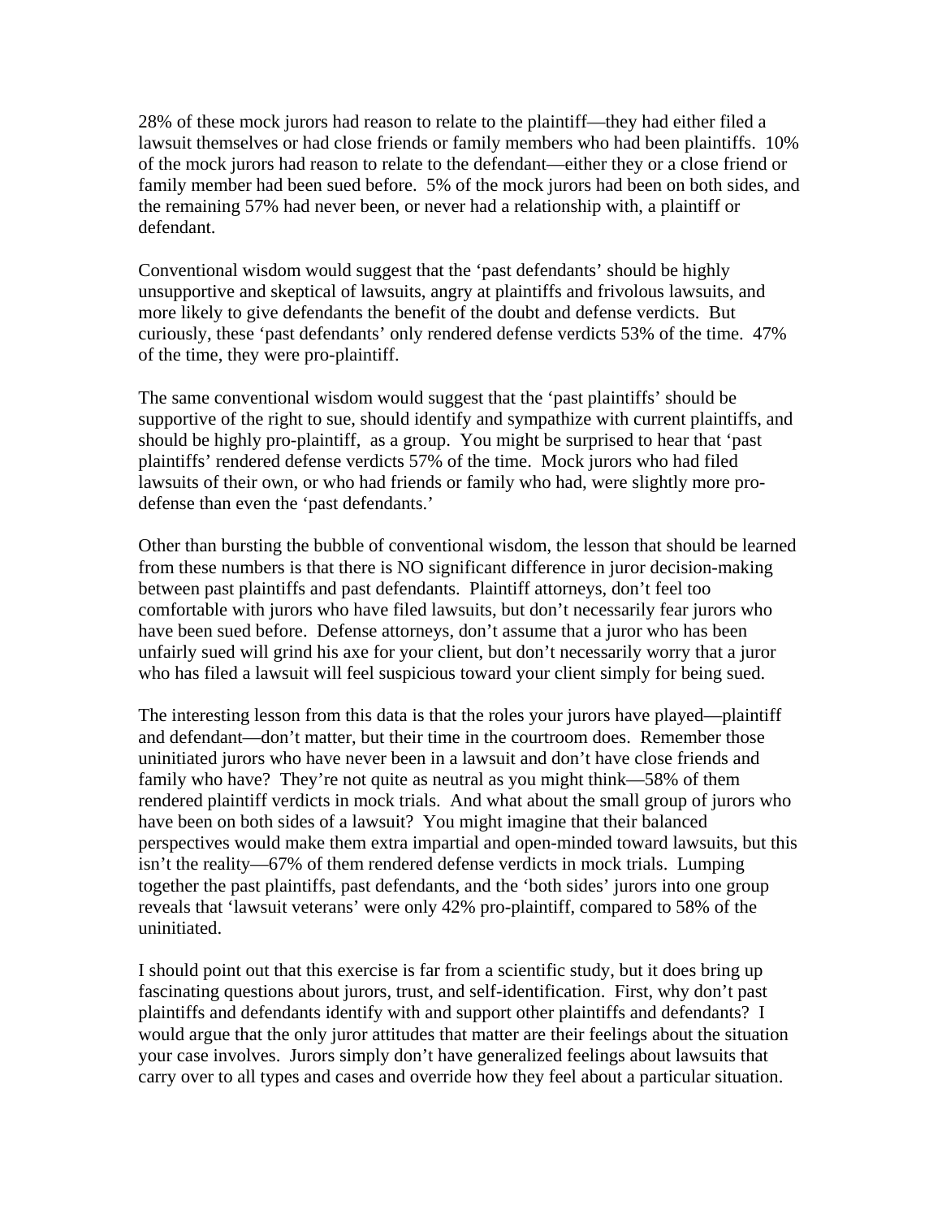28% of these mock jurors had reason to relate to the plaintiff—they had either filed a lawsuit themselves or had close friends or family members who had been plaintiffs. 10% of the mock jurors had reason to relate to the defendant—either they or a close friend or family member had been sued before. 5% of the mock jurors had been on both sides, and the remaining 57% had never been, or never had a relationship with, a plaintiff or defendant.

Conventional wisdom would suggest that the 'past defendants' should be highly unsupportive and skeptical of lawsuits, angry at plaintiffs and frivolous lawsuits, and more likely to give defendants the benefit of the doubt and defense verdicts. But curiously, these 'past defendants' only rendered defense verdicts 53% of the time. 47% of the time, they were pro-plaintiff.

The same conventional wisdom would suggest that the 'past plaintiffs' should be supportive of the right to sue, should identify and sympathize with current plaintiffs, and should be highly pro-plaintiff, as a group. You might be surprised to hear that 'past plaintiffs' rendered defense verdicts 57% of the time. Mock jurors who had filed lawsuits of their own, or who had friends or family who had, were slightly more pro-defense than even the 'past defendants.'

Other than bursting the bubble of conventional wisdom, the lesson that should be learned from these numbers is that there is NO significant difference in juror decision-making between past plaintiffs and past defendants. Plaintiff attorneys, don't feel too comfortable with jurors who have filed lawsuits, but don't necessarily fear jurors who have been sued before. Defense attorneys, don't assume that a juror who has been unfairly sued will grind his axe for your client, but don't necessarily worry that a juror who has filed a lawsuit will feel suspicious toward your client simply for being sued.

The interesting lesson from this data is that the roles your jurors have played—plaintiff and defendant—don't matter, but their time in the courtroom does. Remember those uninitiated jurors who have never been in a lawsuit and don't have close friends and family who have? They're not quite as neutral as you might think—58% of them rendered plaintiff verdicts in mock trials. And what about the small group of jurors who have been on both sides of a lawsuit? You might imagine that their balanced perspectives would make them extra impartial and open-minded toward lawsuits, but this isn't the reality—67% of them rendered defense verdicts in mock trials. Lumping together the past plaintiffs, past defendants, and the 'both sides' jurors into one group reveals that 'lawsuit veterans' were only 42% pro-plaintiff, compared to 58% of the uninitiated.

I should point out that this exercise is far from a scientific study, but it does bring up fascinating questions about jurors, trust, and self-identification. First, why don't past plaintiffs and defendants identify with and support other plaintiffs and defendants? I would argue that the only juror attitudes that matter are their feelings about the situation your case involves. Jurors simply don't have generalized feelings about lawsuits that carry over to all types and cases and override how they feel about a particular situation.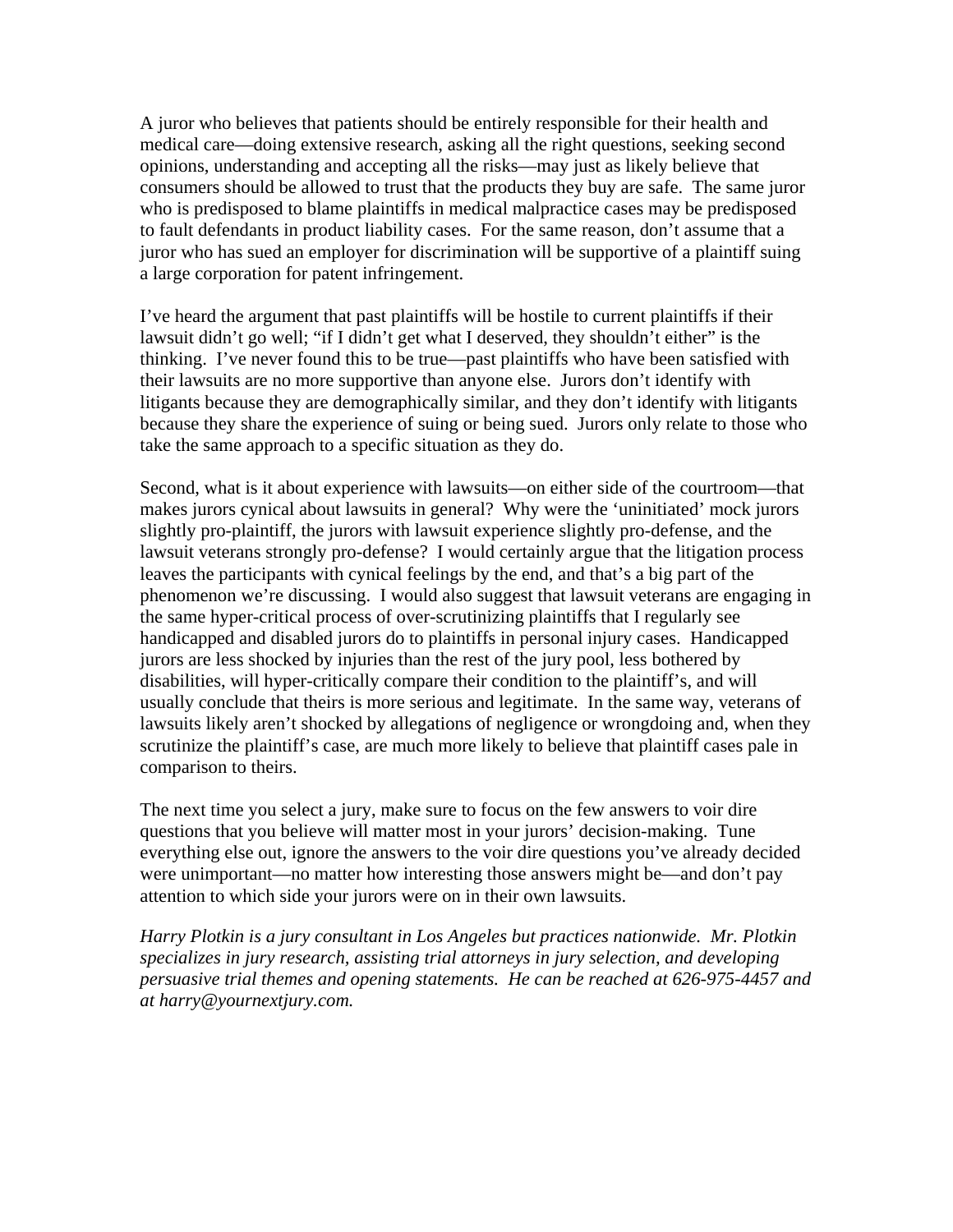A juror who believes that patients should be entirely responsible for their health and medical care—doing extensive research, asking all the right questions, seeking second opinions, understanding and accepting all the risks—may just as likely believe that consumers should be allowed to trust that the products they buy are safe. The same juror who is predisposed to blame plaintiffs in medical malpractice cases may be predisposed to fault defendants in product liability cases. For the same reason, don't assume that a juror who has sued an employer for discrimination will be supportive of a plaintiff suing a large corporation for patent infringement.

I've heard the argument that past plaintiffs will be hostile to current plaintiffs if their lawsuit didn't go well; "if I didn't get what I deserved, they shouldn't either" is the thinking. I've never found this to be true—past plaintiffs who have been satisfied with their lawsuits are no more supportive than anyone else. Jurors don't identify with litigants because they are demographically similar, and they don't identify with litigants because they share the experience of suing or being sued. Jurors only relate to those who take the same approach to a specific situation as they do.

Second, what is it about experience with lawsuits—on either side of the courtroom—that makes jurors cynical about lawsuits in general? Why were the 'uninitiated' mock jurors slightly pro-plaintiff, the jurors with lawsuit experience slightly pro-defense, and the lawsuit veterans strongly pro-defense? I would certainly argue that the litigation process leaves the participants with cynical feelings by the end, and that's a big part of the phenomenon we're discussing. I would also suggest that lawsuit veterans are engaging in the same hyper-critical process of over-scrutinizing plaintiffs that I regularly see handicapped and disabled jurors do to plaintiffs in personal injury cases. Handicapped jurors are less shocked by injuries than the rest of the jury pool, less bothered by disabilities, will hyper-critically compare their condition to the plaintiff's, and will usually conclude that theirs is more serious and legitimate. In the same way, veterans of lawsuits likely aren't shocked by allegations of negligence or wrongdoing and, when they scrutinize the plaintiff's case, are much more likely to believe that plaintiff cases pale in comparison to theirs.

The next time you select a jury, make sure to focus on the few answers to voir dire questions that you believe will matter most in your jurors' decision-making. Tune everything else out, ignore the answers to the voir dire questions you've already decided were unimportant—no matter how interesting those answers might be—and don't pay attention to which side your jurors were on in their own lawsuits.

*Harry Plotkin is a jury consultant in Los Angeles but practices nationwide. Mr. Plotkin specializes in jury research, assisting trial attorneys in jury selection, and developing persuasive trial themes and opening statements. He can be reached at 626-975-4457 and at harry@yournextjury.com.*